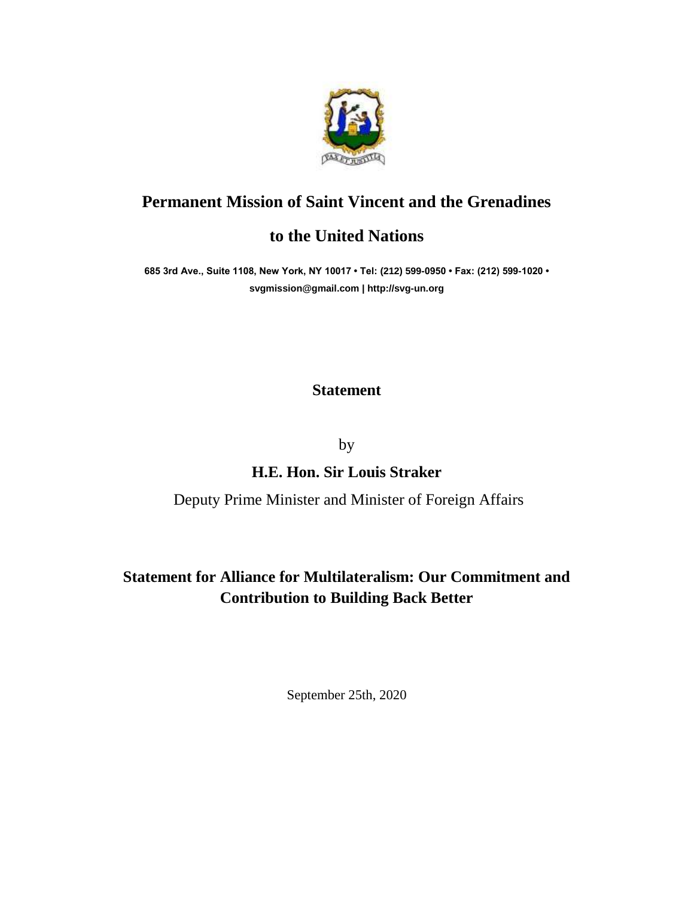# Permanent Mission of Saint Vincent and the Grenadines

# to the United Nations

**685 3rd Ave., Suite 1108, New York, NY 10017 • Tel: (212) 599-0950 • Fax: (212) 599-1020 • svgmission@gmail.com | http://svg-un.org**

## Statement

by

**H.E. Hon. Sir Louis Straker**

Deputy Prime Minister and Minister of Foreign Affairs

## Statement for Alliance for Multilateralism: Our Commitment and Contribution to Building Back Better

September 25th, 2020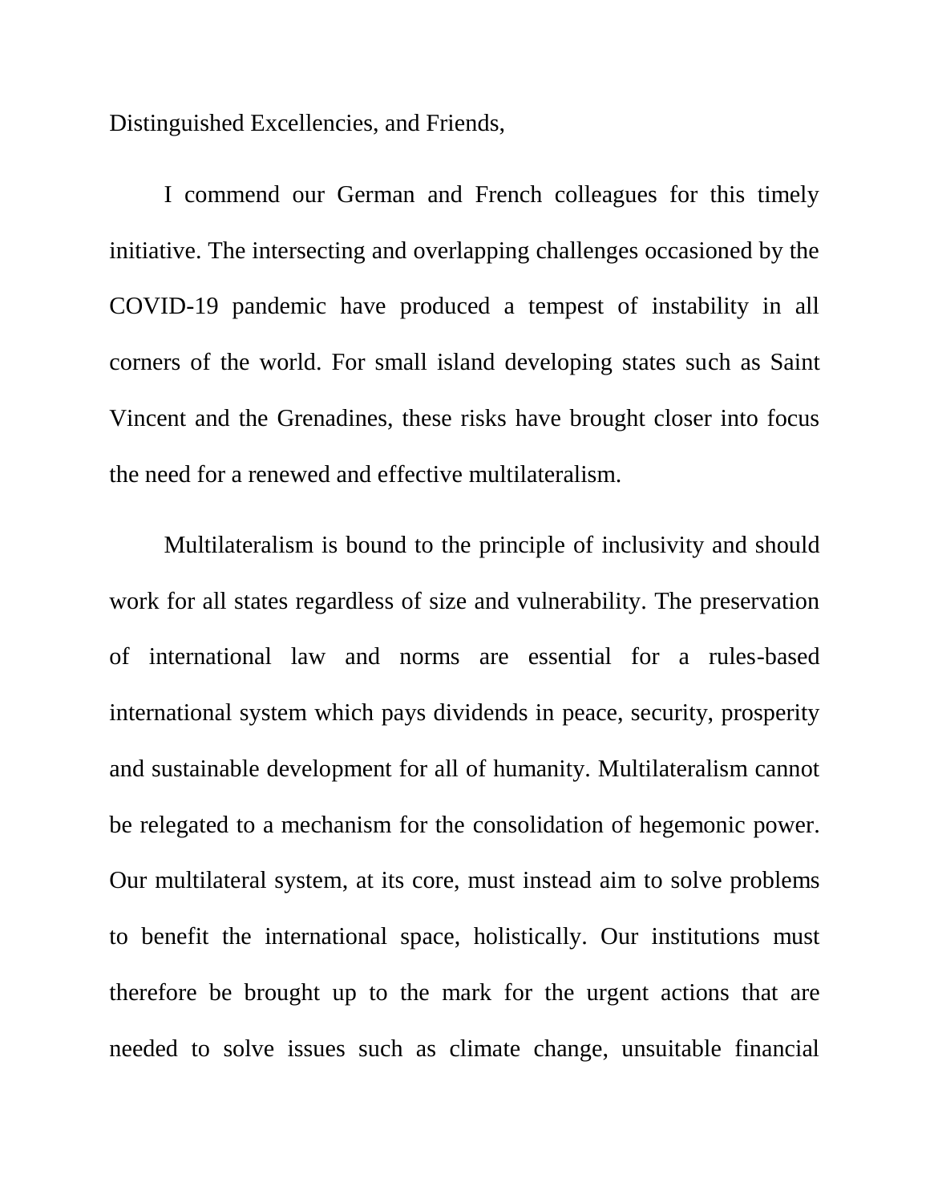Distinguished Excellencies, and Friends,

I commend our German and French colleagues for this timely initiative. The intersecting and overlapping challenges occasioned by the COVID-19 pandemic have produced a tempest of instability in all corners of the world. For small island developing states such as Saint Vincent and the Grenadines, these risks have brought closer into focus the need for a renewed and effective multilateralism.

Multilateralism is bound to the principle of inclusivity and should work for all states regardless of size and vulnerability. The preservation of international law and norms are essential for a rules-based international system which pays dividends in peace, security, prosperity and sustainable development for all of humanity. Multilateralism cannot be relegated to a mechanism for the consolidation of hegemonic power. Our multilateral system, at its core, must instead aim to solve problems to benefit the international space, holistically. Our institutions must therefore be brought up to the mark for the urgent actions that are needed to solve issues such as climate change, unsuitable financial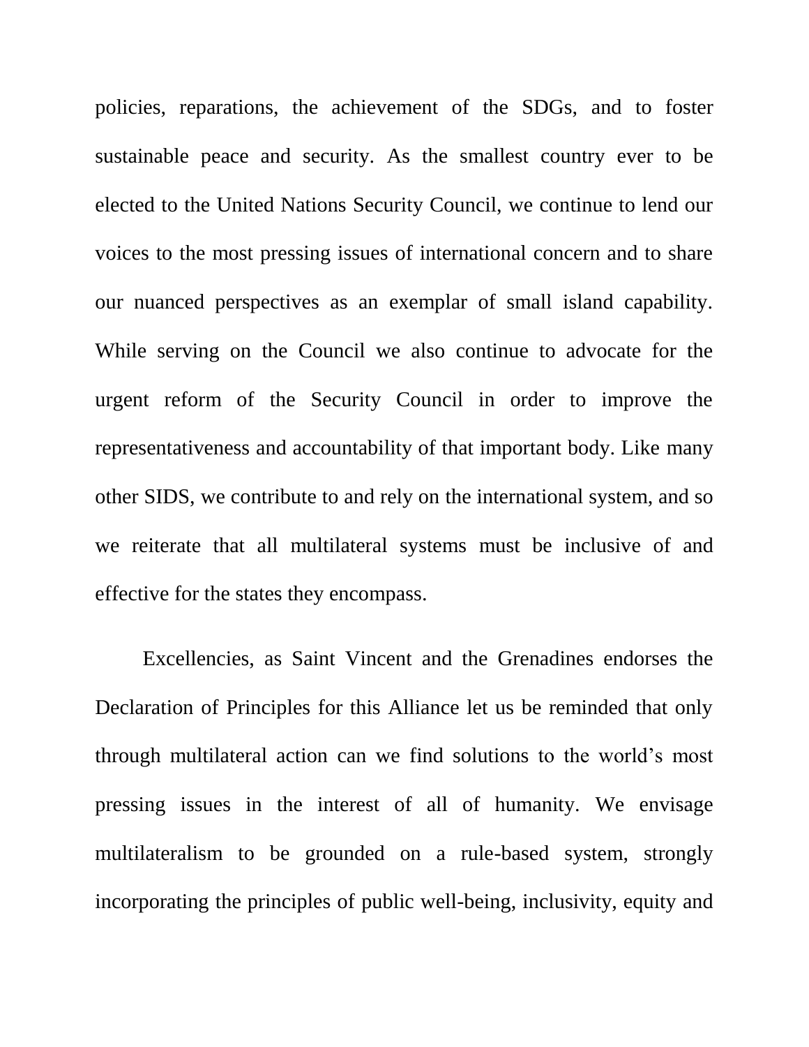policies, reparations, the achievement of the SDGs, and to foster sustainable peace and security. As the smallest country ever to be elected to the United Nations Security Council, we continue to lend our voices to the most pressing issues of international concern and to share our nuanced perspectives as an exemplar of small island capability. While serving on the Council we also continue to advocate for the urgent reform of the Security Council in order to improve the representativeness and accountability of that important body. Like many other SIDS, we contribute to and rely on the international system, and so we reiterate that all multilateral systems must be inclusive of and effective for the states they encompass.

Excellencies, as Saint Vincent and the Grenadines endorses the Declaration of Principles for this Alliance let us be reminded that only through multilateral action can we find solutions to the world's most pressing issues in the interest of all of humanity. We envisage multilateralism to be grounded on a rule-based system, strongly incorporating the principles of public well-being, inclusivity, equity and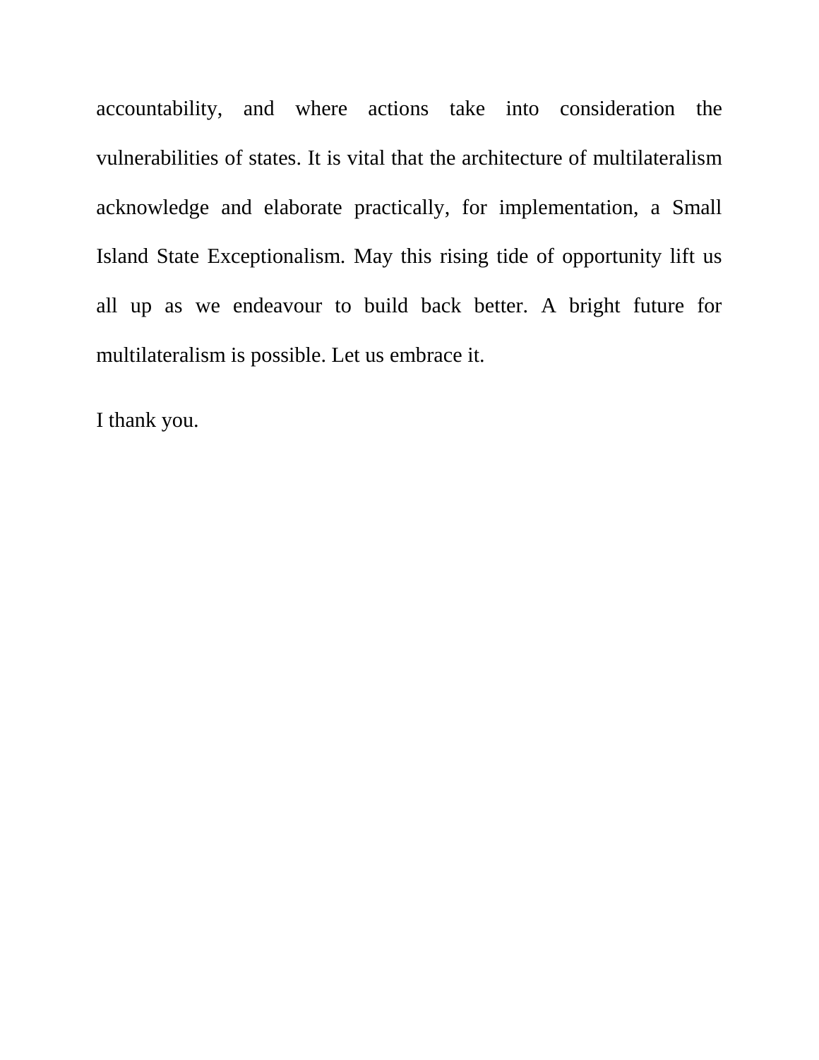accountability, and where actions take into consideration the vulnerabilities of states. It is vital that the architecture of multilateralism acknowledge and elaborate practically, for implementation, a Small Island State Exceptionalism. May this rising tide of opportunity lift us all up as we endeavour to build back better. A bright future for multilateralism is possible. Let us embrace it.

I thank you.